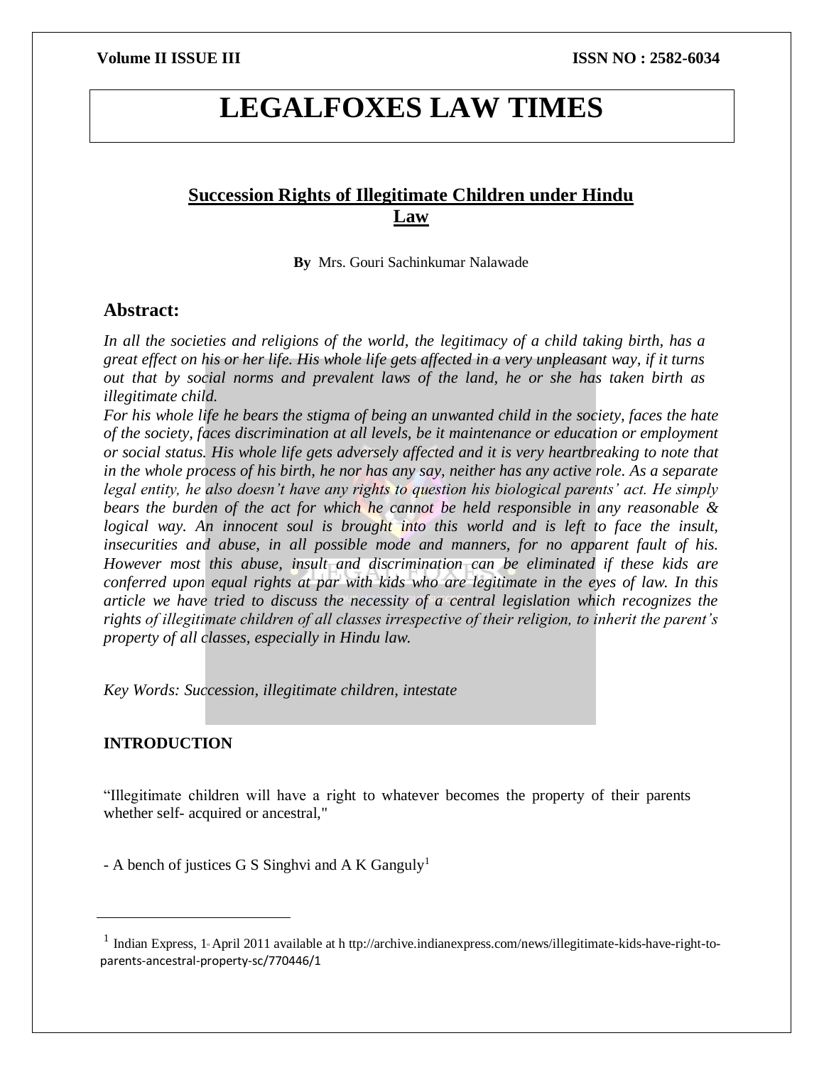# LEGALFOXES LAW TIMES

## Succession Rights of Illegitimate Children under Hindu Law

**By** Mrs. Gouri Sachinkumar Nalawade

## Abstract:

*In all the societies and religions of the world, the legitimacy of a child taking birth, has a great effect on his or her life. His whole life gets affected in a very unpleasant way, if it turns out that by social norms and prevalent laws of the land, he or she has taken birth as illegitimate child.*

*For his whole life he bears the stigma of being an unwanted child in the society, faces the hate of the society, faces discrimination at all levels, be it maintenance or education or employment or social status. His whole life gets adversely affected and it is very heartbreaking to note that in the whole process of his birth, he nor has any say, neither has any active role. As a separate legal entity, he also doesn't have any rights to question his biological parents' act. He simply bears the burden of the act for which he cannot be held responsible in any reasonable & logical way. An innocent soul is brought into this world and is left to face the insult, insecurities and abuse, in all possible mode and manners, for no apparent fault of his. However most this abuse, insult and discrimination can be eliminated if these kids are conferred upon equal rights at par with kids who are legitimate in the eyes of law. In this article we have tried to discuss the necessity of a central legislation which recognizes the rights of illegitimate children of all classes irrespective of their religion, to inherit the parent's property of all classes, especially in Hindu law.*

*Key Words: Succession, illegitimate children, intestate*

**INTRODUCTION**

"Illegitimate children will have a right to whatever becomes the property of their parents whether self- acquired or ancestral,"

- A bench of justices G S Singhvi and A K Ganguly[1]

---

[1] Indian Express, 1st April 2011 available at h ttp://archive.indianexpress.com/news/illegitimate-kids-have-right-to-parents-ancestral-property-sc/770446/1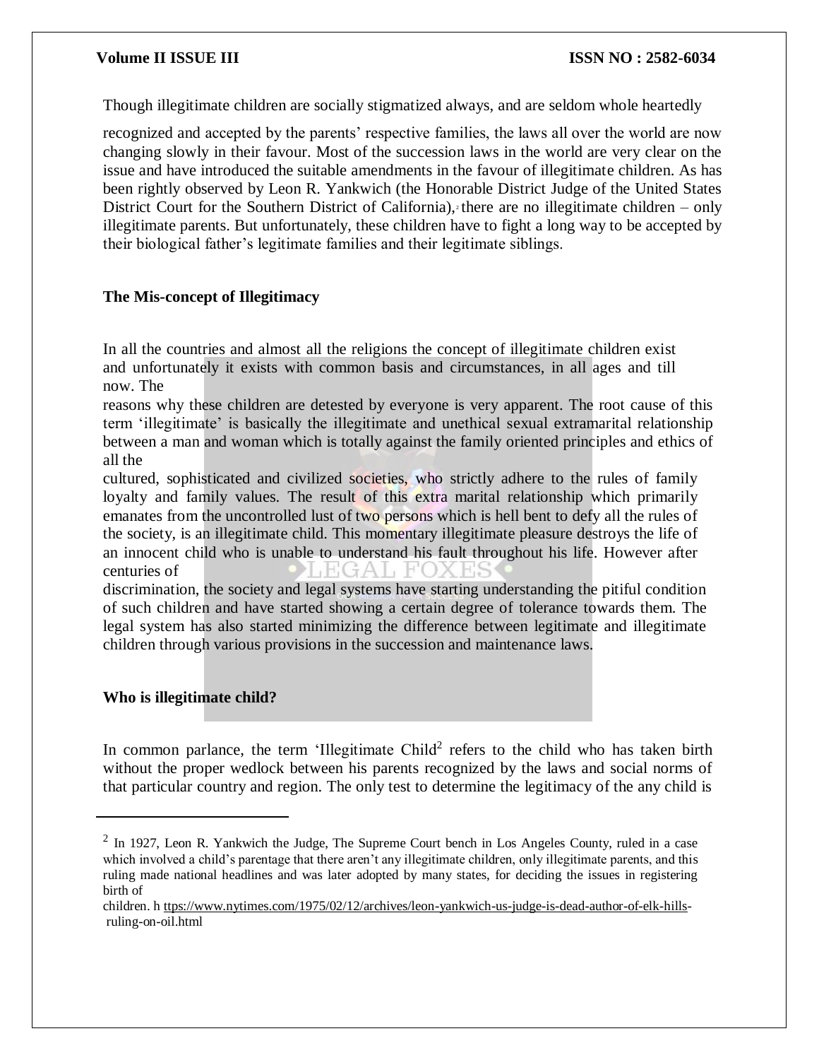Though illegitimate children are socially stigmatized always, and are seldom whole heartedly recognized and accepted by the parents' respective families, the laws all over the world are now changing slowly in their favour. Most of the succession laws in the world are very clear on the issue and have introduced the suitable amendments in the favour of illegitimate children. As has been rightly observed by Leon R. Yankwich (the Honorable District Judge of the United States District Court for the Southern District of California),[2] there are no illegitimate children – only illegitimate parents. But unfortunately, these children have to fight a long way to be accepted by their biological father's legitimate families and their legitimate siblings.

## The Mis-concept of Illegitimacy

In all the countries and almost all the religions the concept of illegitimate children exist and unfortunately it exists with common basis and circumstances, in all ages and till now. The reasons why these children are detested by everyone is very apparent. The root cause of this term 'illegitimate' is basically the illegitimate and unethical sexual extramarital relationship between a man and woman which is totally against the family oriented principles and ethics of all the cultured, sophisticated and civilized societies, who strictly adhere to the rules of family loyalty and family values. The result of this extra marital relationship which primarily emanates from the uncontrolled lust of two persons which is hell bent to defy all the rules of the society, is an illegitimate child. This momentary illegitimate pleasure destroys the life of an innocent child who is unable to understand his fault throughout his life. However after centuries of discrimination, the society and legal systems have starting understanding the pitiful condition of such children and have started showing a certain degree of tolerance towards them. The legal system has also started minimizing the difference between legitimate and illegitimate children through various provisions in the succession and maintenance laws.

## Who is illegitimate child?

In common parlance, the term 'Illegitimate Child[2] refers to the child who has taken birth without the proper wedlock between his parents recognized by the laws and social norms of that particular country and region. The only test to determine the legitimacy of the any child is

---

[2] In 1927, Leon R. Yankwich the Judge, The Supreme Court bench in Los Angeles County, ruled in a case which involved a child's parentage that there aren't any illegitimate children, only illegitimate parents, and this ruling made national headlines and was later adopted by many states, for deciding the issues in registering birth of children. h ttps://www.nytimes.com/1975/02/12/archives/leon-yankwich-us-judge-is-dead-author-of-elk-hills-ruling-on-oil.html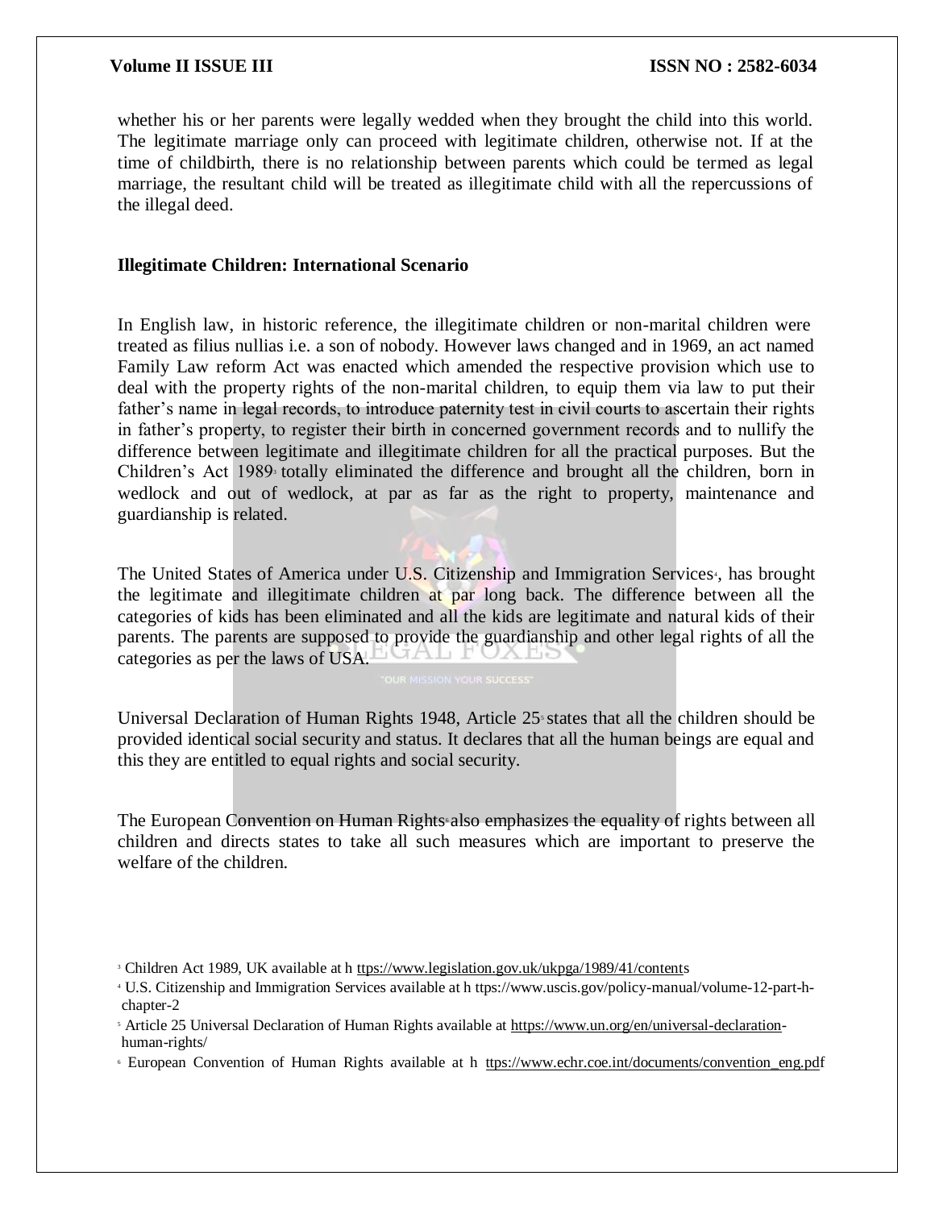whether his or her parents were legally wedded when they brought the child into this world. The legitimate marriage only can proceed with legitimate children, otherwise not. If at the time of childbirth, there is no relationship between parents which could be termed as legal marriage, the resultant child will be treated as illegitimate child with all the repercussions of the illegal deed.

**Illegitimate Children: International Scenario**

In English law, in historic reference, the illegitimate children or non-marital children were treated as filius nullias i.e. a son of nobody. However laws changed and in 1969, an act named Family Law reform Act was enacted which amended the respective provision which use to deal with the property rights of the non-marital children, to equip them via law to put their father's name in legal records, to introduce paternity test in civil courts to ascertain their rights in father's property, to register their birth in concerned government records and to nullify the difference between legitimate and illegitimate children for all the practical purposes. But the Children's Act 1989[3] totally eliminated the difference and brought all the children, born in wedlock and out of wedlock, at par as far as the right to property, maintenance and guardianship is related.

The United States of America under U.S. Citizenship and Immigration Services[4], has brought the legitimate and illegitimate children at par long back. The difference between all the categories of kids has been eliminated and all the kids are legitimate and natural kids of their parents. The parents are supposed to provide the guardianship and other legal rights of all the categories as per the laws of USA.

Universal Declaration of Human Rights 1948, Article 25[5] states that all the children should be provided identical social security and status. It declares that all the human beings are equal and this they are entitled to equal rights and social security.

The European Convention on Human Rights[6] also emphasizes the equality of rights between all children and directs states to take all such measures which are important to preserve the welfare of the children.

[3] Children Act 1989, UK available at h ttps://www.legislation.gov.uk/ukpga/1989/41/contents

[4] U.S. Citizenship and Immigration Services available at h ttps://www.uscis.gov/policy-manual/volume-12-part-h-chapter-2

[5] Article 25 Universal Declaration of Human Rights available at https://www.un.org/en/universal-declaration-human-rights/

[6] European Convention of Human Rights available at h ttps://www.echr.coe.int/documents/convention_eng.pdf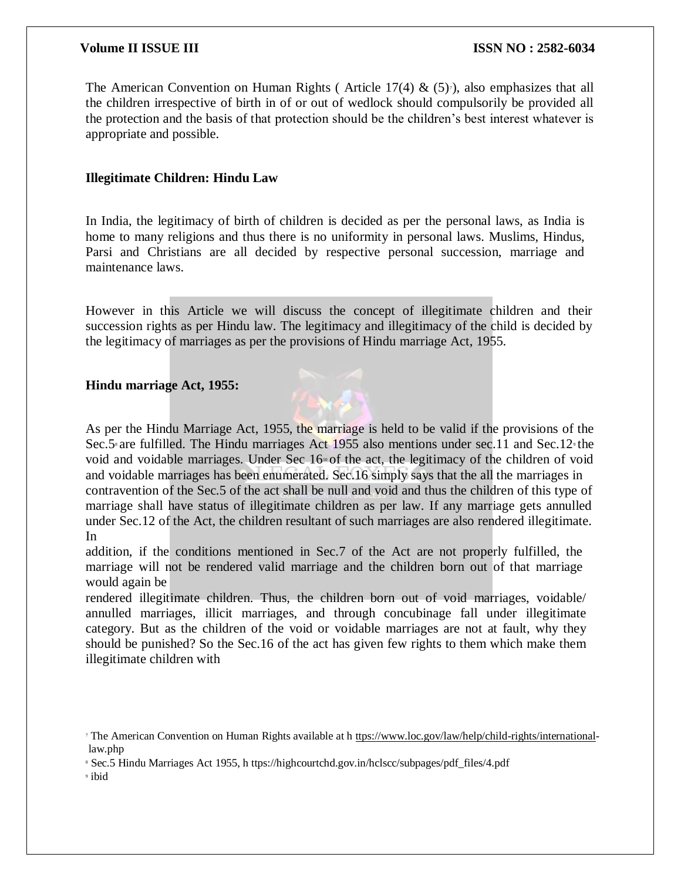The American Convention on Human Rights ( Article 17(4) & (5)[7]), also emphasizes that all the children irrespective of birth in of or out of wedlock should compulsorily be provided all the protection and the basis of that protection should be the children's best interest whatever is appropriate and possible.

### Illegitimate Children: Hindu Law

In India, the legitimacy of birth of children is decided as per the personal laws, as India is home to many religions and thus there is no uniformity in personal laws. Muslims, Hindus, Parsi and Christians are all decided by respective personal succession, marriage and maintenance laws.

However in this Article we will discuss the concept of illegitimate children and their succession rights as per Hindu law. The legitimacy and illegitimacy of the child is decided by the legitimacy of marriages as per the provisions of Hindu marriage Act, 1955.

### Hindu marriage Act, 1955:

As per the Hindu Marriage Act, 1955, the marriage is held to be valid if the provisions of the Sec.5[8] are fulfilled. The Hindu marriages Act 1955 also mentions under sec.11 and Sec.12[9] the void and voidable marriages. Under Sec 16[10] of the act, the legitimacy of the children of void and voidable marriages has been enumerated. Sec.16 simply says that the all the marriages in contravention of the Sec.5 of the act shall be null and void and thus the children of this type of marriage shall have status of illegitimate children as per law. If any marriage gets annulled under Sec.12 of the Act, the children resultant of such marriages are also rendered illegitimate. In addition, if the conditions mentioned in Sec.7 of the Act are not properly fulfilled, the marriage will not be rendered valid marriage and the children born out of that marriage would again be rendered illegitimate children. Thus, the children born out of void marriages, voidable/ annulled marriages, illicit marriages, and through concubinage fall under illegitimate category. But as the children of the void or voidable marriages are not at fault, why they should be punished? So the Sec.16 of the act has given few rights to them which make them illegitimate children with

---

[7] The American Convention on Human Rights available at h ttps://www.loc.gov/law/help/child-rights/international-law.php

[8] Sec.5 Hindu Marriages Act 1955, h ttps://highcourtchd.gov.in/hclscc/subpages/pdf_files/4.pdf

[9] ibid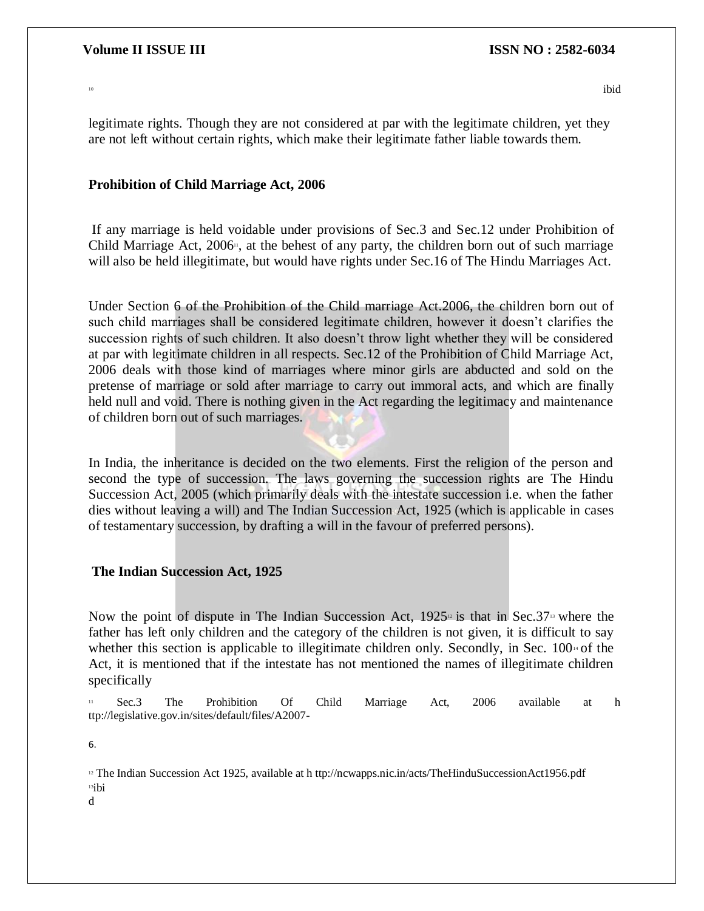[10] ibid

legitimate rights. Though they are not considered at par with the legitimate children, yet they are not left without certain rights, which make their legitimate father liable towards them.

**Prohibition of Child Marriage Act, 2006**

If any marriage is held voidable under provisions of Sec.3 and Sec.12 under Prohibition of Child Marriage Act, 2006[11], at the behest of any party, the children born out of such marriage will also be held illegitimate, but would have rights under Sec.16 of The Hindu Marriages Act.

Under Section 6 of the Prohibition of the Child marriage Act.2006, the children born out of such child marriages shall be considered legitimate children, however it doesn't clarifies the succession rights of such children. It also doesn't throw light whether they will be considered at par with legitimate children in all respects. Sec.12 of the Prohibition of Child Marriage Act, 2006 deals with those kind of marriages where minor girls are abducted and sold on the pretense of marriage or sold after marriage to carry out immoral acts, and which are finally held null and void. There is nothing given in the Act regarding the legitimacy and maintenance of children born out of such marriages.

In India, the inheritance is decided on the two elements. First the religion of the person and second the type of succession. The laws governing the succession rights are The Hindu Succession Act, 2005 (which primarily deals with the intestate succession i.e. when the father dies without leaving a will) and The Indian Succession Act, 1925 (which is applicable in cases of testamentary succession, by drafting a will in the favour of preferred persons).

**The Indian Succession Act, 1925**

Now the point of dispute in The Indian Succession Act, 1925[12] is that in Sec.37[13] where the father has left only children and the category of the children is not given, it is difficult to say whether this section is applicable to illegitimate children only. Secondly, in Sec. 100[14] of the Act, it is mentioned that if the intestate has not mentioned the names of illegitimate children specifically

[11] Sec.3 The Prohibition Of Child Marriage Act, 2006 available at h ttp://legislative.gov.in/sites/default/files/A2007-

6.

[12] The Indian Succession Act 1925, available at h ttp://ncwapps.nic.in/acts/TheHinduSuccessionAct1956.pdf

[13]ibi
d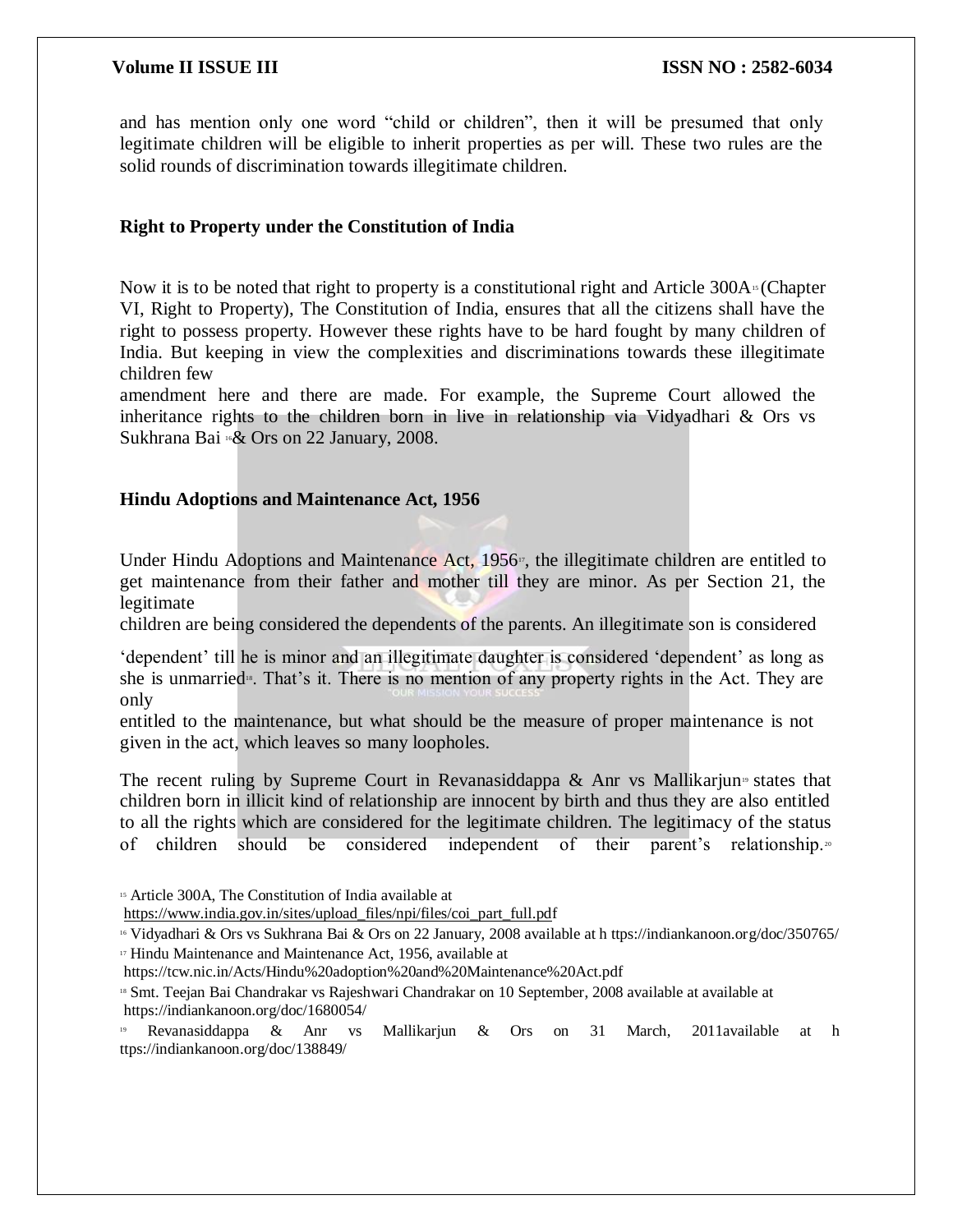and has mention only one word "child or children", then it will be presumed that only legitimate children will be eligible to inherit properties as per will. These two rules are the solid rounds of discrimination towards illegitimate children.

**Right to Property under the Constitution of India**

Now it is to be noted that right to property is a constitutional right and Article 300A[15] (Chapter VI, Right to Property), The Constitution of India, ensures that all the citizens shall have the right to possess property. However these rights have to be hard fought by many children of India. But keeping in view the complexities and discriminations towards these illegitimate children few amendment here and there are made. For example, the Supreme Court allowed the inheritance rights to the children born in live in relationship via Vidyadhari & Ors vs Sukhrana Bai[16] & Ors on 22 January, 2008.

**Hindu Adoptions and Maintenance Act, 1956**

Under Hindu Adoptions and Maintenance Act, 1956[17], the illegitimate children are entitled to get maintenance from their father and mother till they are minor. As per Section 21, the legitimate children are being considered the dependents of the parents. An illegitimate son is considered 'dependent' till he is minor and an illegitimate daughter is considered 'dependent' as long as she is unmarried[18]. That's it. There is no mention of any property rights in the Act. They are only entitled to the maintenance, but what should be the measure of proper maintenance is not given in the act, which leaves so many loopholes.

The recent ruling by Supreme Court in Revanasiddappa & Anr vs Mallikarjun[19] states that children born in illicit kind of relationship are innocent by birth and thus they are also entitled to all the rights which are considered for the legitimate children. The legitimacy of the status of children should be considered independent of their parent's relationship.[20]

---

[15] Article 300A, The Constitution of India available at https://www.india.gov.in/sites/upload_files/npi/files/coi_part_full.pdf

[16] Vidyadhari & Ors vs Sukhrana Bai & Ors on 22 January, 2008 available at h ttps://indiankanoon.org/doc/350765/

[17] Hindu Maintenance and Maintenance Act, 1956, available at https://tcw.nic.in/Acts/Hindu%20adoption%20and%20Maintenance%20Act.pdf

[18] Smt. Teejan Bai Chandrakar vs Rajeshwari Chandrakar on 10 September, 2008 available at available at https://indiankanoon.org/doc/1680054/

[19] Revanasiddappa & Anr vs Mallikarjun & Ors on 31 March, 2011available at h ttps://indiankanoon.org/doc/138849/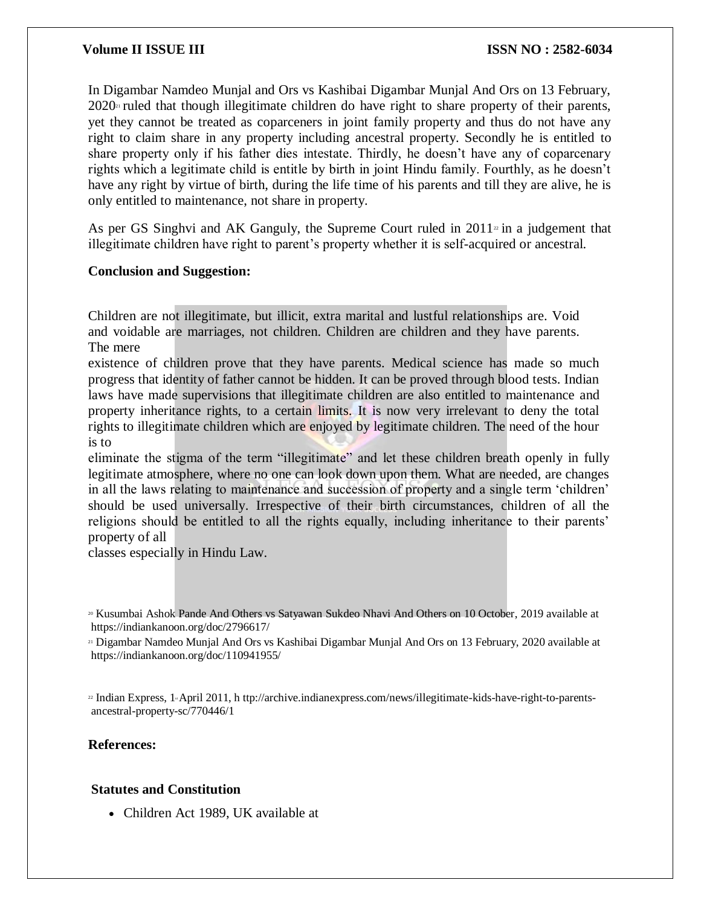In Digambar Namdeo Munjal and Ors vs Kashibai Digambar Munjal And Ors on 13 February, 2020[21] ruled that though illegitimate children do have right to share property of their parents, yet they cannot be treated as coparceners in joint family property and thus do not have any right to claim share in any property including ancestral property. Secondly he is entitled to share property only if his father dies intestate. Thirdly, he doesn't have any of coparcenary rights which a legitimate child is entitle by birth in joint Hindu family. Fourthly, as he doesn't have any right by virtue of birth, during the life time of his parents and till they are alive, he is only entitled to maintenance, not share in property.

As per GS Singhvi and AK Ganguly, the Supreme Court ruled in 2011[22] in a judgement that illegitimate children have right to parent's property whether it is self-acquired or ancestral.

**Conclusion and Suggestion:**

Children are not illegitimate, but illicit, extra marital and lustful relationships are. Void and voidable are marriages, not children. Children are children and they have parents. The mere existence of children prove that they have parents. Medical science has made so much progress that identity of father cannot be hidden. It can be proved through blood tests. Indian laws have made supervisions that illegitimate children are also entitled to maintenance and property inheritance rights, to a certain limits. It is now very irrelevant to deny the total rights to illegitimate children which are enjoyed by legitimate children. The need of the hour is to eliminate the stigma of the term "illegitimate" and let these children breath openly in fully legitimate atmosphere, where no one can look down upon them. What are needed, are changes in all the laws relating to maintenance and succession of property and a single term 'children' should be used universally. Irrespective of their birth circumstances, children of all the religions should be entitled to all the rights equally, including inheritance to their parents' property of all classes especially in Hindu Law.

[20] Kusumbai Ashok Pande And Others vs Satyawan Sukdeo Nhavi And Others on 10 October, 2019 available at https://indiankanoon.org/doc/2796617/

[21] Digambar Namdeo Munjal And Ors vs Kashibai Digambar Munjal And Ors on 13 February, 2020 available at https://indiankanoon.org/doc/110941955/

[22] Indian Express, 1st April 2011, h ttp://archive.indianexpress.com/news/illegitimate-kids-have-right-to-parents-ancestral-property-sc/770446/1

**References:**

**Statutes and Constitution**

- Children Act 1989, UK available at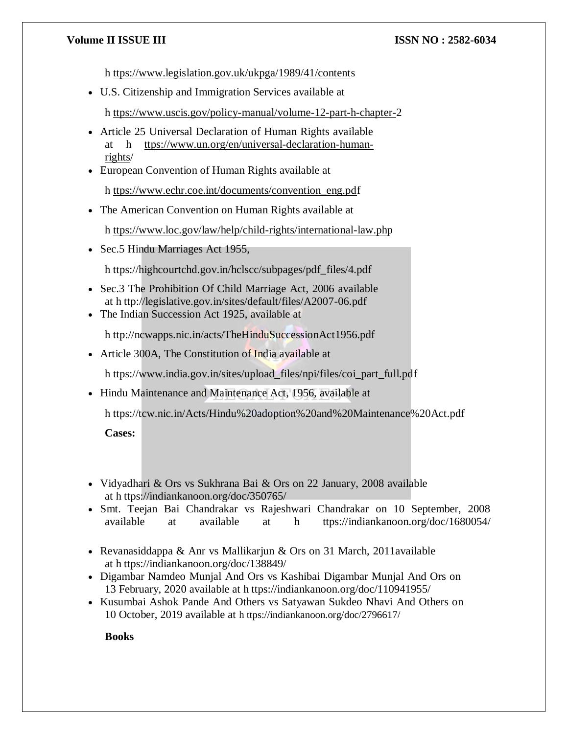h ttps://www.legislation.gov.uk/ukpga/1989/41/contents

- U.S. Citizenship and Immigration Services available at

  h ttps://www.uscis.gov/policy-manual/volume-12-part-h-chapter-2

- Article 25 Universal Declaration of Human Rights available at h ttps://www.un.org/en/universal-declaration-human-rights/
- European Convention of Human Rights available at

  h ttps://www.echr.coe.int/documents/convention_eng.pdf

- The American Convention on Human Rights available at

  h ttps://www.loc.gov/law/help/child-rights/international-law.php

- Sec.5 Hindu Marriages Act 1955,

  h ttps://highcourtchd.gov.in/hclscc/subpages/pdf_files/4.pdf

- Sec.3 The Prohibition Of Child Marriage Act, 2006 available at h ttp://legislative.gov.in/sites/default/files/A2007-06.pdf
- The Indian Succession Act 1925, available at

  h ttp://ncwapps.nic.in/acts/TheHinduSuccessionAct1956.pdf

- Article 300A, The Constitution of India available at

  h ttps://www.india.gov.in/sites/upload_files/npi/files/coi_part_full.pdf

- Hindu Maintenance and Maintenance Act, 1956, available at

  h ttps://tcw.nic.in/Acts/Hindu%20adoption%20and%20Maintenance%20Act.pdf

**Cases:**

- Vidyadhari & Ors vs Sukhrana Bai & Ors on 22 January, 2008 available at h ttps://indiankanoon.org/doc/350765/
- Smt. Teejan Bai Chandrakar vs Rajeshwari Chandrakar on 10 September, 2008 available at available at h ttps://indiankanoon.org/doc/1680054/
- Revanasiddappa & Anr vs Mallikarjun & Ors on 31 March, 2011available at h ttps://indiankanoon.org/doc/138849/
- Digambar Namdeo Munjal And Ors vs Kashibai Digambar Munjal And Ors on 13 February, 2020 available at h ttps://indiankanoon.org/doc/110941955/
- Kusumbai Ashok Pande And Others vs Satyawan Sukdeo Nhavi And Others on 10 October, 2019 available at h ttps://indiankanoon.org/doc/2796617/

**Books**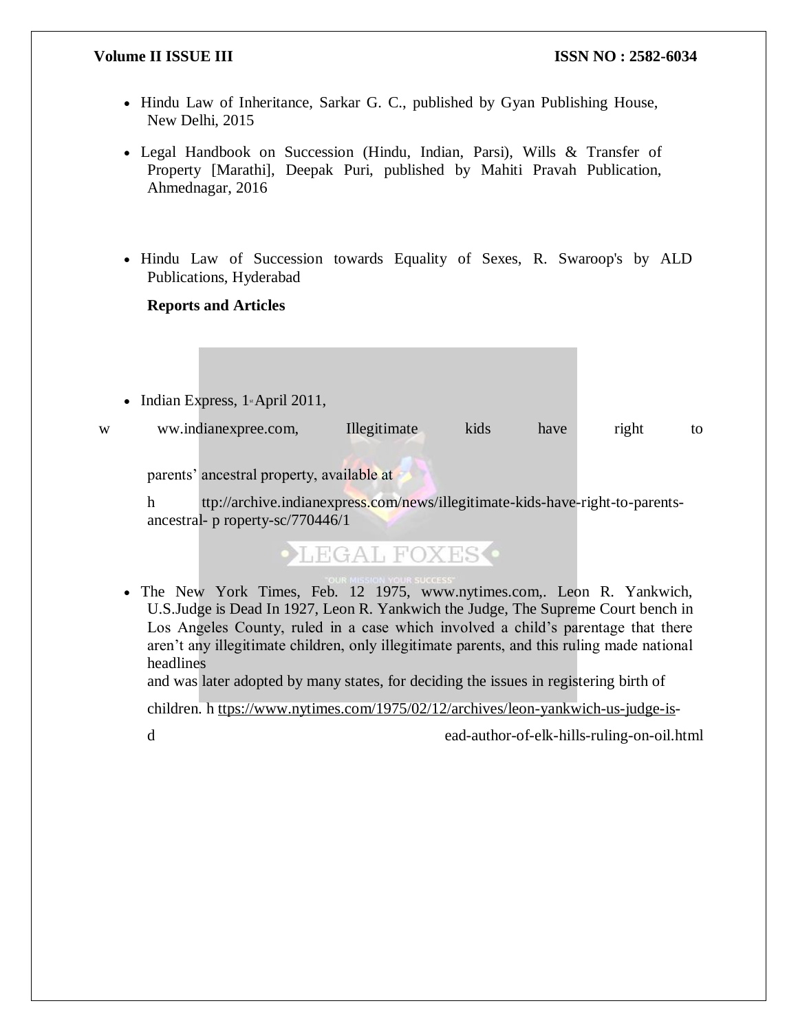- Hindu Law of Inheritance, Sarkar G. C., published by Gyan Publishing House, New Delhi, 2015
- Legal Handbook on Succession (Hindu, Indian, Parsi), Wills & Transfer of Property [Marathi], Deepak Puri, published by Mahiti Pravah Publication, Ahmednagar, 2016
- Hindu Law of Succession towards Equality of Sexes, R. Swaroop's by ALD Publications, Hyderabad

**Reports and Articles**

- Indian Express, 1st April 2011, www.indianexpree.com, Illegitimate kids have right to parents' ancestral property, available at http://archive.indianexpress.com/news/illegitimate-kids-have-right-to-parents-ancestral- p roperty-sc/770446/1
- The New York Times, Feb. 12 1975, www.nytimes.com,. Leon R. Yankwich, U.S.Judge is Dead In 1927, Leon R. Yankwich the Judge, The Supreme Court bench in Los Angeles County, ruled in a case which involved a child's parentage that there aren't any illegitimate children, only illegitimate parents, and this ruling made national headlines and was later adopted by many states, for deciding the issues in registering birth of children. https://www.nytimes.com/1975/02/12/archives/leon-yankwich-us-judge-is-dead-author-of-elk-hills-ruling-on-oil.html